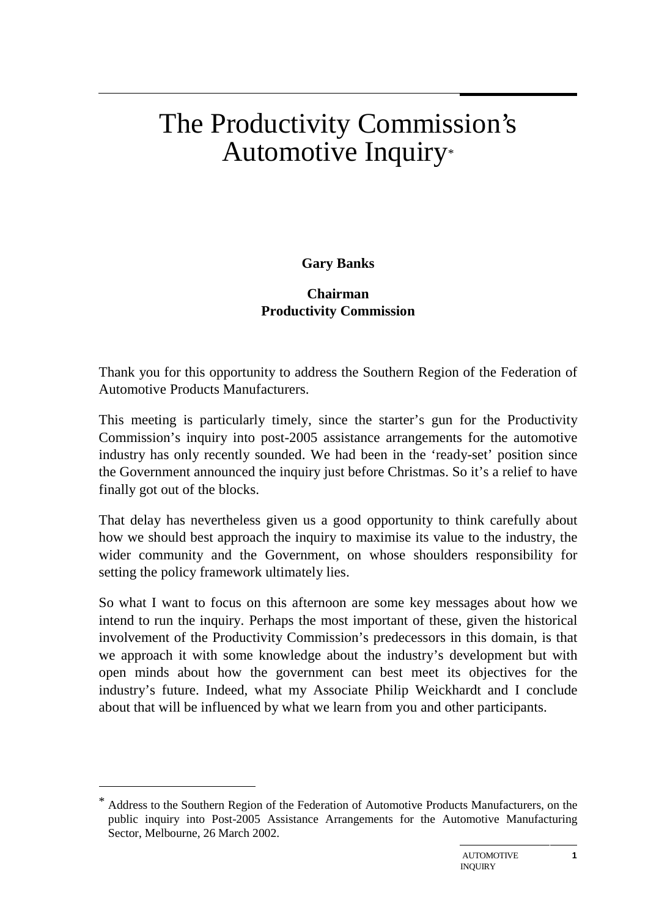# The Productivity Commission's Automotive Inquiry*

**Gary Banks**

**Chairman**
**Productivity Commission**

Thank you for this opportunity to address the Southern Region of the Federation of Automotive Products Manufacturers.

This meeting is particularly timely, since the starter's gun for the Productivity Commission's inquiry into post-2005 assistance arrangements for the automotive industry has only recently sounded. We had been in the 'ready-set' position since the Government announced the inquiry just before Christmas. So it's a relief to have finally got out of the blocks.

That delay has nevertheless given us a good opportunity to think carefully about how we should best approach the inquiry to maximise its value to the industry, the wider community and the Government, on whose shoulders responsibility for setting the policy framework ultimately lies.

So what I want to focus on this afternoon are some key messages about how we intend to run the inquiry. Perhaps the most important of these, given the historical involvement of the Productivity Commission's predecessors in this domain, is that we approach it with some knowledge about the industry's development but with open minds about how the government can best meet its objectives for the industry's future. Indeed, what my Associate Philip Weickhardt and I conclude about that will be influenced by what we learn from you and other participants.

---

\* Address to the Southern Region of the Federation of Automotive Products Manufacturers, on the public inquiry into Post-2005 Assistance Arrangements for the Automotive Manufacturing Sector, Melbourne, 26 March 2002.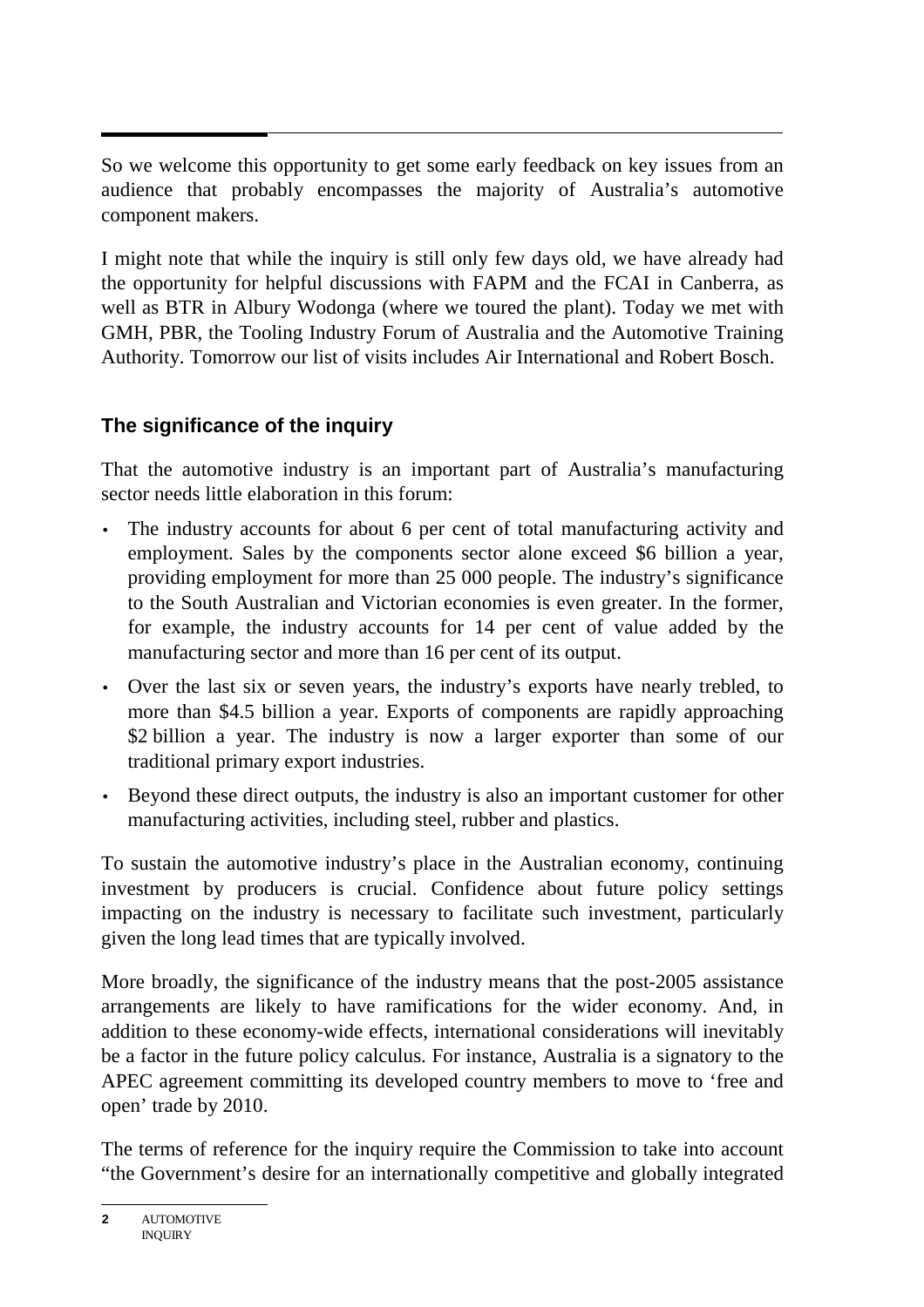So we welcome this opportunity to get some early feedback on key issues from an audience that probably encompasses the majority of Australia's automotive component makers.

I might note that while the inquiry is still only few days old, we have already had the opportunity for helpful discussions with FAPM and the FCAI in Canberra, as well as BTR in Albury Wodonga (where we toured the plant). Today we met with GMH, PBR, the Tooling Industry Forum of Australia and the Automotive Training Authority. Tomorrow our list of visits includes Air International and Robert Bosch.

## The significance of the inquiry

That the automotive industry is an important part of Australia's manufacturing sector needs little elaboration in this forum:

- The industry accounts for about 6 per cent of total manufacturing activity and employment. Sales by the components sector alone exceed $6 billion a year, providing employment for more than 25 000 people. The industry's significance to the South Australian and Victorian economies is even greater. In the former, for example, the industry accounts for 14 per cent of value added by the manufacturing sector and more than 16 per cent of its output.
- Over the last six or seven years, the industry's exports have nearly trebled, to more than $4.5 billion a year. Exports of components are rapidly approaching $2 billion a year. The industry is now a larger exporter than some of our traditional primary export industries.
- Beyond these direct outputs, the industry is also an important customer for other manufacturing activities, including steel, rubber and plastics.

To sustain the automotive industry's place in the Australian economy, continuing investment by producers is crucial. Confidence about future policy settings impacting on the industry is necessary to facilitate such investment, particularly given the long lead times that are typically involved.

More broadly, the significance of the industry means that the post-2005 assistance arrangements are likely to have ramifications for the wider economy. And, in addition to these economy-wide effects, international considerations will inevitably be a factor in the future policy calculus. For instance, Australia is a signatory to the APEC agreement committing its developed country members to move to 'free and open' trade by 2010.

The terms of reference for the inquiry require the Commission to take into account "the Government's desire for an internationally competitive and globally integrated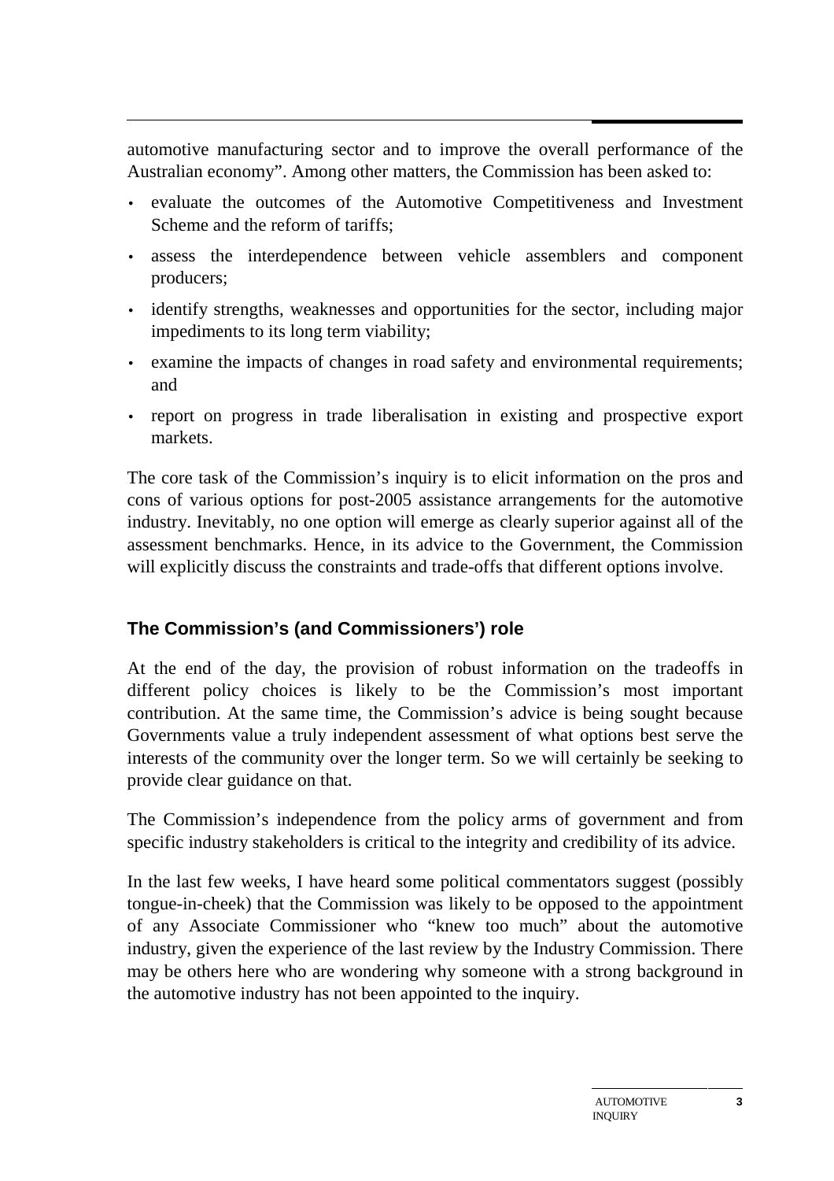automotive manufacturing sector and to improve the overall performance of the Australian economy". Among other matters, the Commission has been asked to:

- evaluate the outcomes of the Automotive Competitiveness and Investment Scheme and the reform of tariffs;
- assess the interdependence between vehicle assemblers and component producers;
- identify strengths, weaknesses and opportunities for the sector, including major impediments to its long term viability;
- examine the impacts of changes in road safety and environmental requirements; and
- report on progress in trade liberalisation in existing and prospective export markets.

The core task of the Commission's inquiry is to elicit information on the pros and cons of various options for post-2005 assistance arrangements for the automotive industry. Inevitably, no one option will emerge as clearly superior against all of the assessment benchmarks. Hence, in its advice to the Government, the Commission will explicitly discuss the constraints and trade-offs that different options involve.

### The Commission's (and Commissioners') role

At the end of the day, the provision of robust information on the tradeoffs in different policy choices is likely to be the Commission's most important contribution. At the same time, the Commission's advice is being sought because Governments value a truly independent assessment of what options best serve the interests of the community over the longer term. So we will certainly be seeking to provide clear guidance on that.

The Commission's independence from the policy arms of government and from specific industry stakeholders is critical to the integrity and credibility of its advice.

In the last few weeks, I have heard some political commentators suggest (possibly tongue-in-cheek) that the Commission was likely to be opposed to the appointment of any Associate Commissioner who "knew too much" about the automotive industry, given the experience of the last review by the Industry Commission. There may be others here who are wondering why someone with a strong background in the automotive industry has not been appointed to the inquiry.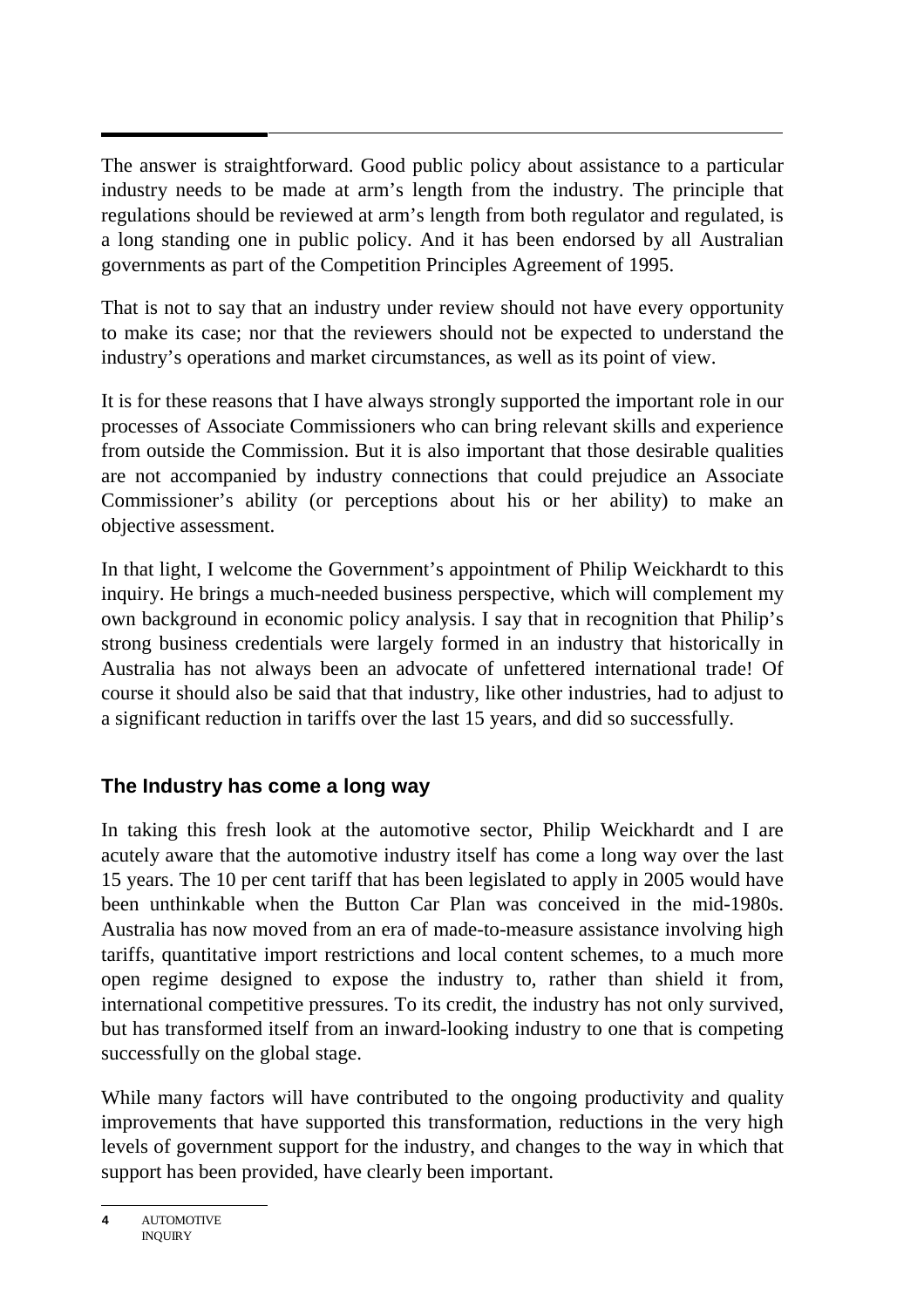The answer is straightforward. Good public policy about assistance to a particular industry needs to be made at arm's length from the industry. The principle that regulations should be reviewed at arm's length from both regulator and regulated, is a long standing one in public policy. And it has been endorsed by all Australian governments as part of the Competition Principles Agreement of 1995.

That is not to say that an industry under review should not have every opportunity to make its case; nor that the reviewers should not be expected to understand the industry's operations and market circumstances, as well as its point of view.

It is for these reasons that I have always strongly supported the important role in our processes of Associate Commissioners who can bring relevant skills and experience from outside the Commission. But it is also important that those desirable qualities are not accompanied by industry connections that could prejudice an Associate Commissioner's ability (or perceptions about his or her ability) to make an objective assessment.

In that light, I welcome the Government's appointment of Philip Weickhardt to this inquiry. He brings a much-needed business perspective, which will complement my own background in economic policy analysis. I say that in recognition that Philip's strong business credentials were largely formed in an industry that historically in Australia has not always been an advocate of unfettered international trade! Of course it should also be said that that industry, like other industries, had to adjust to a significant reduction in tariffs over the last 15 years, and did so successfully.

## The Industry has come a long way

In taking this fresh look at the automotive sector, Philip Weickhardt and I are acutely aware that the automotive industry itself has come a long way over the last 15 years. The 10 per cent tariff that has been legislated to apply in 2005 would have been unthinkable when the Button Car Plan was conceived in the mid-1980s. Australia has now moved from an era of made-to-measure assistance involving high tariffs, quantitative import restrictions and local content schemes, to a much more open regime designed to expose the industry to, rather than shield it from, international competitive pressures. To its credit, the industry has not only survived, but has transformed itself from an inward-looking industry to one that is competing successfully on the global stage.

While many factors will have contributed to the ongoing productivity and quality improvements that have supported this transformation, reductions in the very high levels of government support for the industry, and changes to the way in which that support has been provided, have clearly been important.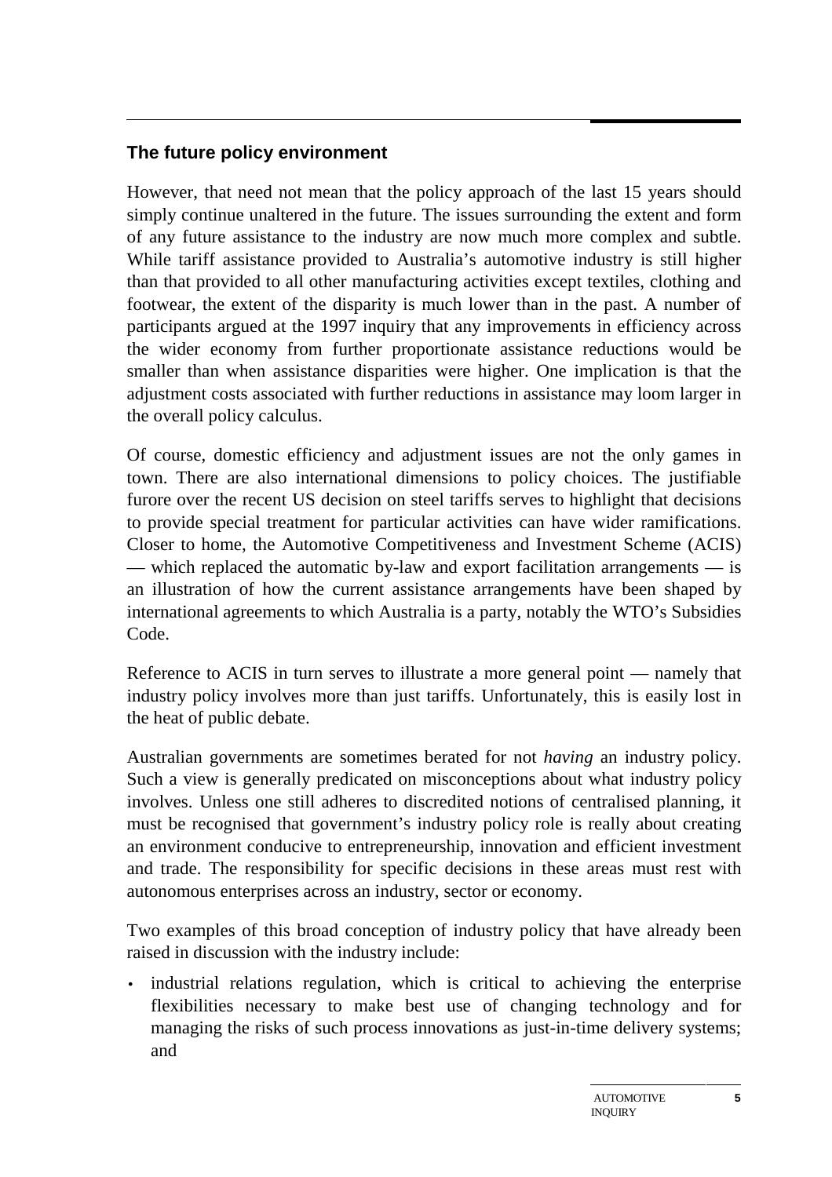## The future policy environment

However, that need not mean that the policy approach of the last 15 years should simply continue unaltered in the future. The issues surrounding the extent and form of any future assistance to the industry are now much more complex and subtle. While tariff assistance provided to Australia's automotive industry is still higher than that provided to all other manufacturing activities except textiles, clothing and footwear, the extent of the disparity is much lower than in the past. A number of participants argued at the 1997 inquiry that any improvements in efficiency across the wider economy from further proportionate assistance reductions would be smaller than when assistance disparities were higher. One implication is that the adjustment costs associated with further reductions in assistance may loom larger in the overall policy calculus.

Of course, domestic efficiency and adjustment issues are not the only games in town. There are also international dimensions to policy choices. The justifiable furore over the recent US decision on steel tariffs serves to highlight that decisions to provide special treatment for particular activities can have wider ramifications. Closer to home, the Automotive Competitiveness and Investment Scheme (ACIS) — which replaced the automatic by-law and export facilitation arrangements — is an illustration of how the current assistance arrangements have been shaped by international agreements to which Australia is a party, notably the WTO's Subsidies Code.

Reference to ACIS in turn serves to illustrate a more general point — namely that industry policy involves more than just tariffs. Unfortunately, this is easily lost in the heat of public debate.

Australian governments are sometimes berated for not *having* an industry policy. Such a view is generally predicated on misconceptions about what industry policy involves. Unless one still adheres to discredited notions of centralised planning, it must be recognised that government's industry policy role is really about creating an environment conducive to entrepreneurship, innovation and efficient investment and trade. The responsibility for specific decisions in these areas must rest with autonomous enterprises across an industry, sector or economy.

Two examples of this broad conception of industry policy that have already been raised in discussion with the industry include:

- industrial relations regulation, which is critical to achieving the enterprise flexibilities necessary to make best use of changing technology and for managing the risks of such process innovations as just-in-time delivery systems; and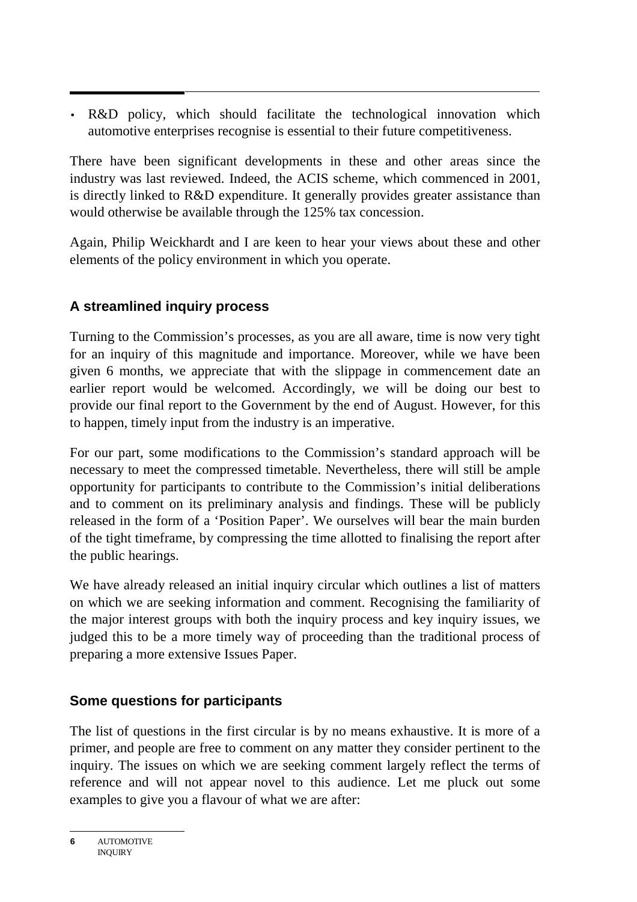- R&D policy, which should facilitate the technological innovation which automotive enterprises recognise is essential to their future competitiveness.

There have been significant developments in these and other areas since the industry was last reviewed. Indeed, the ACIS scheme, which commenced in 2001, is directly linked to R&D expenditure. It generally provides greater assistance than would otherwise be available through the 125% tax concession.

Again, Philip Weickhardt and I are keen to hear your views about these and other elements of the policy environment in which you operate.

### A streamlined inquiry process

Turning to the Commission's processes, as you are all aware, time is now very tight for an inquiry of this magnitude and importance. Moreover, while we have been given 6 months, we appreciate that with the slippage in commencement date an earlier report would be welcomed. Accordingly, we will be doing our best to provide our final report to the Government by the end of August. However, for this to happen, timely input from the industry is an imperative.

For our part, some modifications to the Commission's standard approach will be necessary to meet the compressed timetable. Nevertheless, there will still be ample opportunity for participants to contribute to the Commission's initial deliberations and to comment on its preliminary analysis and findings. These will be publicly released in the form of a 'Position Paper'. We ourselves will bear the main burden of the tight timeframe, by compressing the time allotted to finalising the report after the public hearings.

We have already released an initial inquiry circular which outlines a list of matters on which we are seeking information and comment. Recognising the familiarity of the major interest groups with both the inquiry process and key inquiry issues, we judged this to be a more timely way of proceeding than the traditional process of preparing a more extensive Issues Paper.

### Some questions for participants

The list of questions in the first circular is by no means exhaustive. It is more of a primer, and people are free to comment on any matter they consider pertinent to the inquiry. The issues on which we are seeking comment largely reflect the terms of reference and will not appear novel to this audience. Let me pluck out some examples to give you a flavour of what we are after: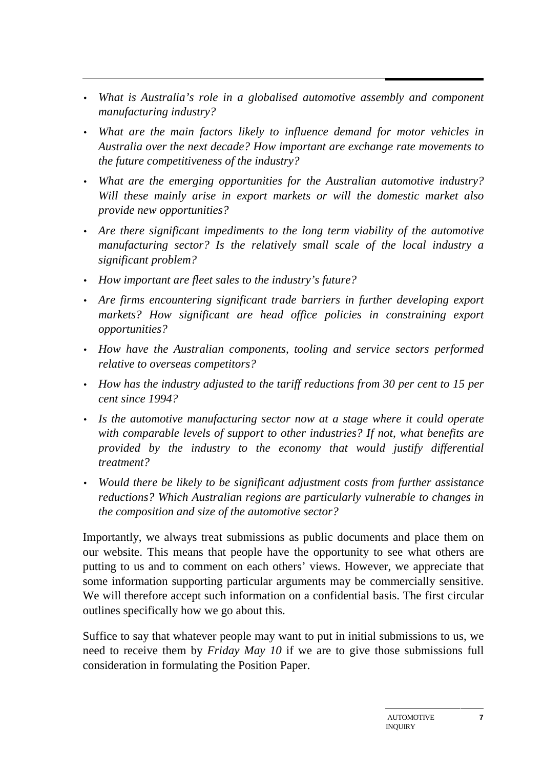- *What is Australia's role in a globalised automotive assembly and component manufacturing industry?*
- *What are the main factors likely to influence demand for motor vehicles in Australia over the next decade? How important are exchange rate movements to the future competitiveness of the industry?*
- *What are the emerging opportunities for the Australian automotive industry? Will these mainly arise in export markets or will the domestic market also provide new opportunities?*
- *Are there significant impediments to the long term viability of the automotive manufacturing sector? Is the relatively small scale of the local industry a significant problem?*
- *How important are fleet sales to the industry's future?*
- *Are firms encountering significant trade barriers in further developing export markets? How significant are head office policies in constraining export opportunities?*
- *How have the Australian components, tooling and service sectors performed relative to overseas competitors?*
- *How has the industry adjusted to the tariff reductions from 30 per cent to 15 per cent since 1994?*
- *Is the automotive manufacturing sector now at a stage where it could operate with comparable levels of support to other industries? If not, what benefits are provided by the industry to the economy that would justify differential treatment?*
- *Would there be likely to be significant adjustment costs from further assistance reductions? Which Australian regions are particularly vulnerable to changes in the composition and size of the automotive sector?*

Importantly, we always treat submissions as public documents and place them on our website. This means that people have the opportunity to see what others are putting to us and to comment on each others' views. However, we appreciate that some information supporting particular arguments may be commercially sensitive. We will therefore accept such information on a confidential basis. The first circular outlines specifically how we go about this.

Suffice to say that whatever people may want to put in initial submissions to us, we need to receive them by *Friday May 10* if we are to give those submissions full consideration in formulating the Position Paper.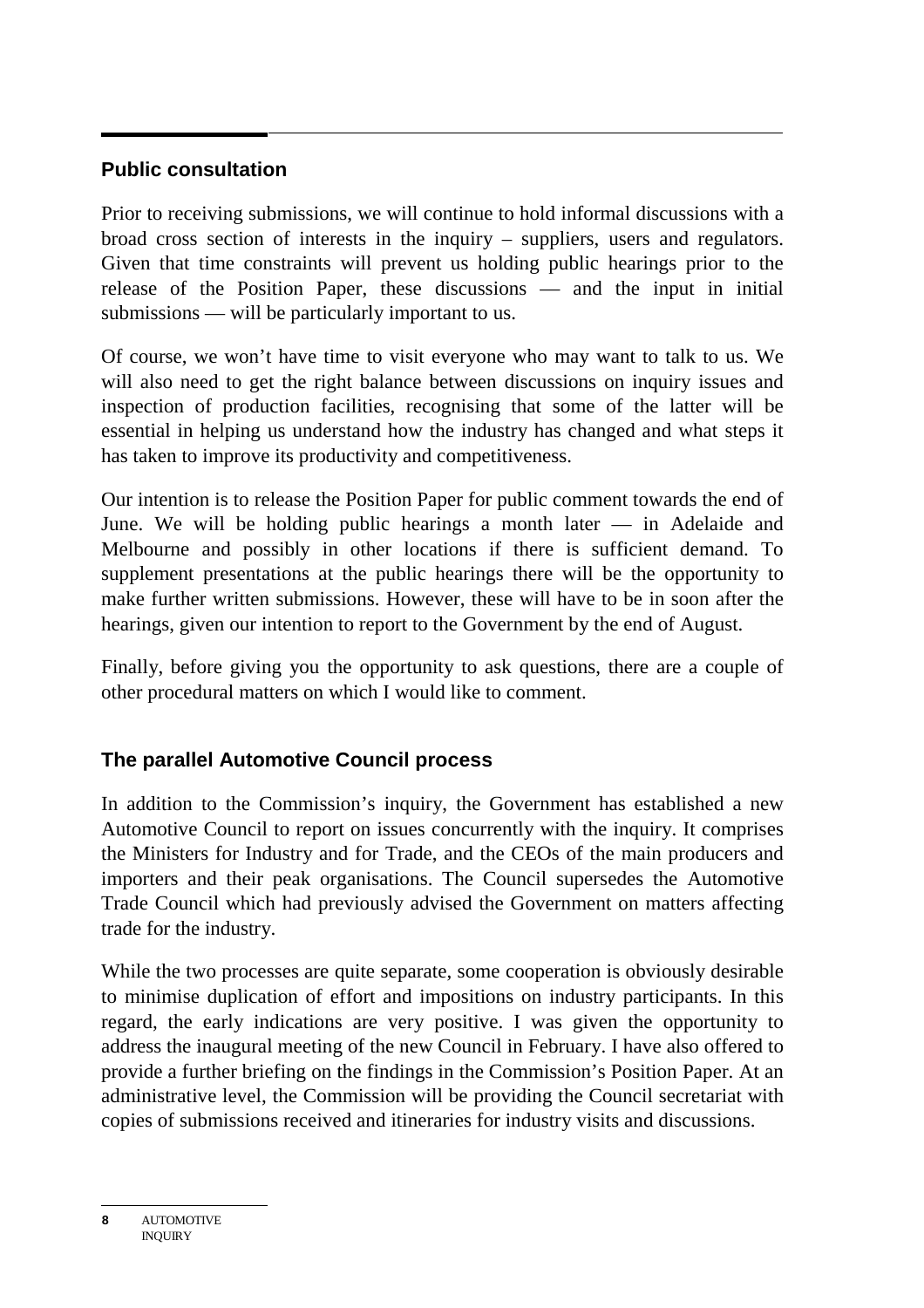## Public consultation

Prior to receiving submissions, we will continue to hold informal discussions with a broad cross section of interests in the inquiry – suppliers, users and regulators. Given that time constraints will prevent us holding public hearings prior to the release of the Position Paper, these discussions — and the input in initial submissions — will be particularly important to us.

Of course, we won't have time to visit everyone who may want to talk to us. We will also need to get the right balance between discussions on inquiry issues and inspection of production facilities, recognising that some of the latter will be essential in helping us understand how the industry has changed and what steps it has taken to improve its productivity and competitiveness.

Our intention is to release the Position Paper for public comment towards the end of June. We will be holding public hearings a month later — in Adelaide and Melbourne and possibly in other locations if there is sufficient demand. To supplement presentations at the public hearings there will be the opportunity to make further written submissions. However, these will have to be in soon after the hearings, given our intention to report to the Government by the end of August.

Finally, before giving you the opportunity to ask questions, there are a couple of other procedural matters on which I would like to comment.

## The parallel Automotive Council process

In addition to the Commission's inquiry, the Government has established a new Automotive Council to report on issues concurrently with the inquiry. It comprises the Ministers for Industry and for Trade, and the CEOs of the main producers and importers and their peak organisations. The Council supersedes the Automotive Trade Council which had previously advised the Government on matters affecting trade for the industry.

While the two processes are quite separate, some cooperation is obviously desirable to minimise duplication of effort and impositions on industry participants. In this regard, the early indications are very positive. I was given the opportunity to address the inaugural meeting of the new Council in February. I have also offered to provide a further briefing on the findings in the Commission's Position Paper. At an administrative level, the Commission will be providing the Council secretariat with copies of submissions received and itineraries for industry visits and discussions.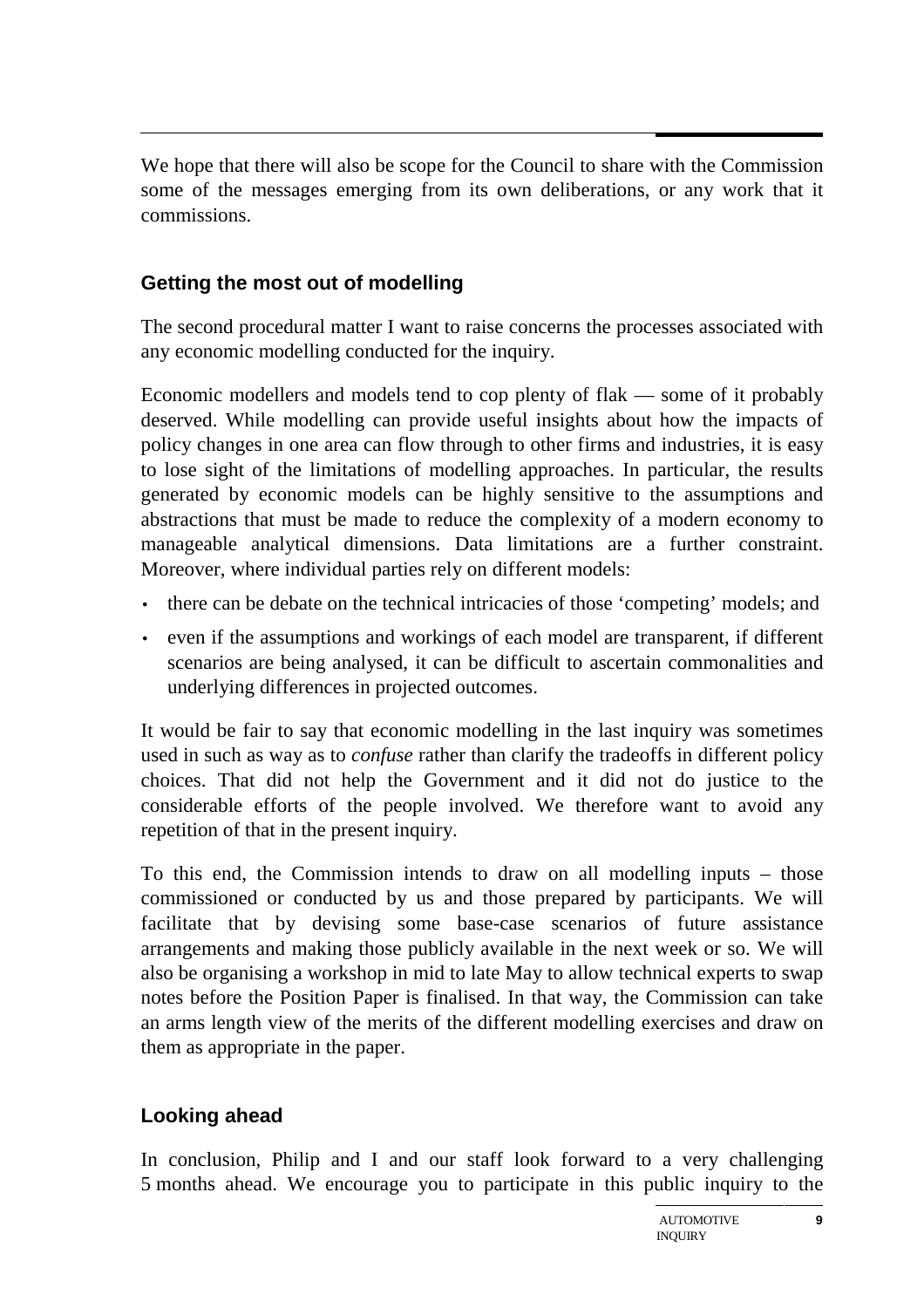We hope that there will also be scope for the Council to share with the Commission some of the messages emerging from its own deliberations, or any work that it commissions.

### Getting the most out of modelling

The second procedural matter I want to raise concerns the processes associated with any economic modelling conducted for the inquiry.

Economic modellers and models tend to cop plenty of flak — some of it probably deserved. While modelling can provide useful insights about how the impacts of policy changes in one area can flow through to other firms and industries, it is easy to lose sight of the limitations of modelling approaches. In particular, the results generated by economic models can be highly sensitive to the assumptions and abstractions that must be made to reduce the complexity of a modern economy to manageable analytical dimensions. Data limitations are a further constraint. Moreover, where individual parties rely on different models:

- there can be debate on the technical intricacies of those 'competing' models; and
- even if the assumptions and workings of each model are transparent, if different scenarios are being analysed, it can be difficult to ascertain commonalities and underlying differences in projected outcomes.

It would be fair to say that economic modelling in the last inquiry was sometimes used in such as way as to *confuse* rather than clarify the tradeoffs in different policy choices. That did not help the Government and it did not do justice to the considerable efforts of the people involved. We therefore want to avoid any repetition of that in the present inquiry.

To this end, the Commission intends to draw on all modelling inputs – those commissioned or conducted by us and those prepared by participants. We will facilitate that by devising some base-case scenarios of future assistance arrangements and making those publicly available in the next week or so. We will also be organising a workshop in mid to late May to allow technical experts to swap notes before the Position Paper is finalised. In that way, the Commission can take an arms length view of the merits of the different modelling exercises and draw on them as appropriate in the paper.

### Looking ahead

In conclusion, Philip and I and our staff look forward to a very challenging 5 months ahead. We encourage you to participate in this public inquiry to the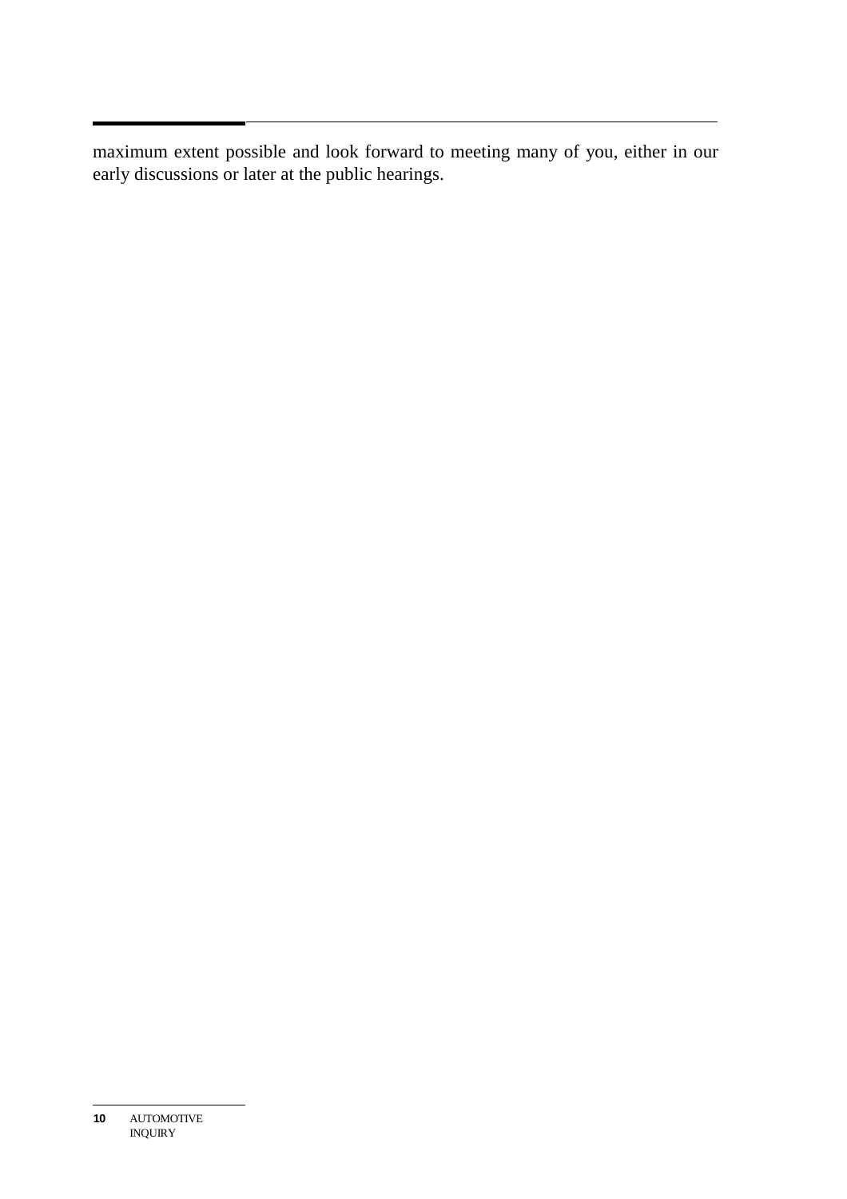maximum extent possible and look forward to meeting many of you, either in our early discussions or later at the public hearings.